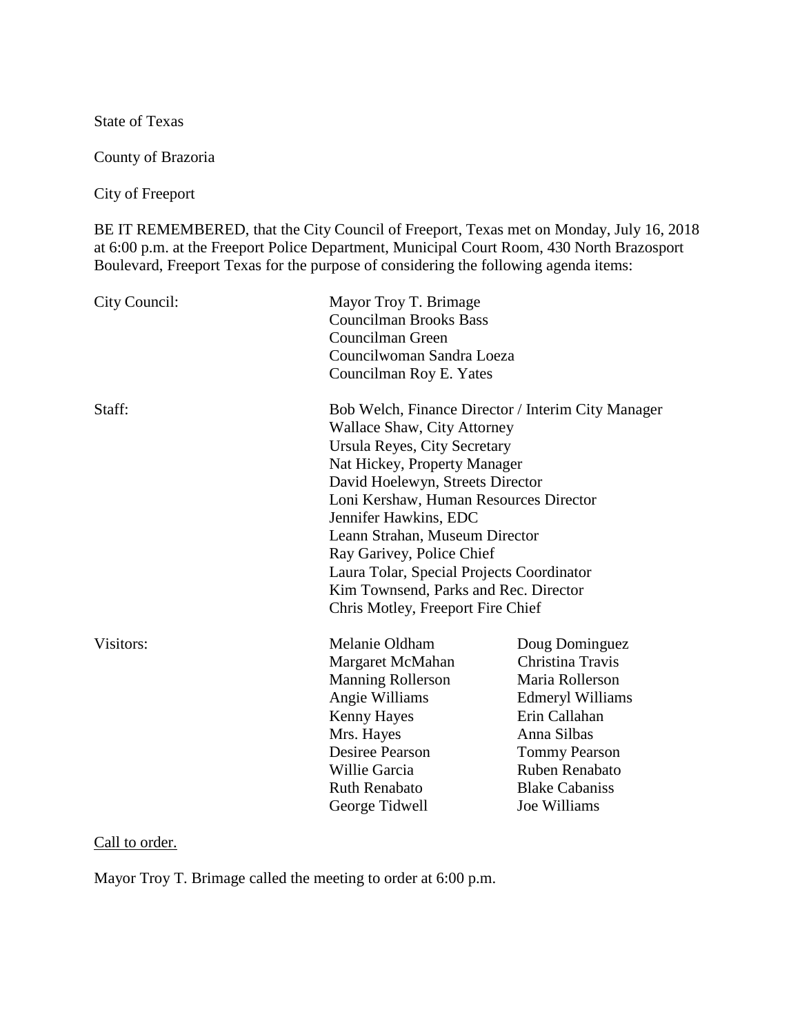State of Texas

County of Brazoria

City of Freeport

BE IT REMEMBERED, that the City Council of Freeport, Texas met on Monday, July 16, 2018 at 6:00 p.m. at the Freeport Police Department, Municipal Court Room, 430 North Brazosport Boulevard, Freeport Texas for the purpose of considering the following agenda items:

City Council:

Mayor Troy T. Brimage
Councilman Brooks Bass
Councilman Green
Councilwoman Sandra Loeza
Councilman Roy E. Yates

Staff:

Bob Welch, Finance Director / Interim City Manager
Wallace Shaw, City Attorney
Ursula Reyes, City Secretary
Nat Hickey, Property Manager
David Hoelewyn, Streets Director
Loni Kershaw, Human Resources Director
Jennifer Hawkins, EDC
Leann Strahan, Museum Director
Ray Garivey, Police Chief
Laura Tolar, Special Projects Coordinator
Kim Townsend, Parks and Rec. Director
Chris Motley, Freeport Fire Chief

Visitors:

| | |
|---|---|
| Melanie Oldham | Doug Dominguez |
| Margaret McMahan | Christina Travis |
| Manning Rollerson | Maria Rollerson |
| Angie Williams | Edmeryl Williams |
| Kenny Hayes | Erin Callahan |
| Mrs. Hayes | Anna Silbas |
| Desiree Pearson | Tommy Pearson |
| Willie Garcia | Ruben Renabato |
| Ruth Renabato | Blake Cabaniss |
| George Tidwell | Joe Williams |

Call to order.

Mayor Troy T. Brimage called the meeting to order at 6:00 p.m.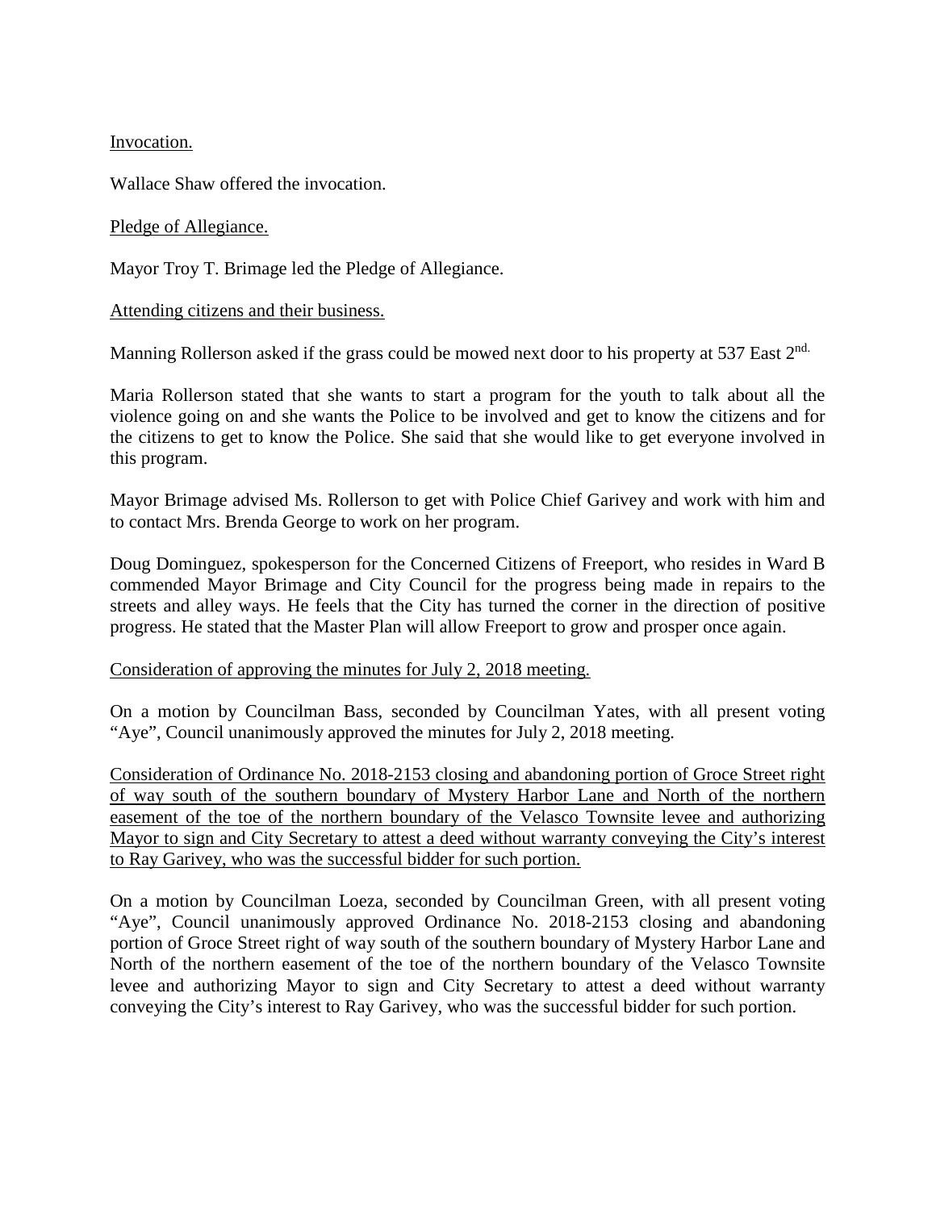Invocation.

Wallace Shaw offered the invocation.

Pledge of Allegiance.

Mayor Troy T. Brimage led the Pledge of Allegiance.

Attending citizens and their business.

Manning Rollerson asked if the grass could be mowed next door to his property at 537 East 2nd.

Maria Rollerson stated that she wants to start a program for the youth to talk about all the violence going on and she wants the Police to be involved and get to know the citizens and for the citizens to get to know the Police. She said that she would like to get everyone involved in this program.

Mayor Brimage advised Ms. Rollerson to get with Police Chief Garivey and work with him and to contact Mrs. Brenda George to work on her program.

Doug Dominguez, spokesperson for the Concerned Citizens of Freeport, who resides in Ward B commended Mayor Brimage and City Council for the progress being made in repairs to the streets and alley ways. He feels that the City has turned the corner in the direction of positive progress. He stated that the Master Plan will allow Freeport to grow and prosper once again.

Consideration of approving the minutes for July 2, 2018 meeting.

On a motion by Councilman Bass, seconded by Councilman Yates, with all present voting "Aye", Council unanimously approved the minutes for July 2, 2018 meeting.

Consideration of Ordinance No. 2018-2153 closing and abandoning portion of Groce Street right of way south of the southern boundary of Mystery Harbor Lane and North of the northern easement of the toe of the northern boundary of the Velasco Townsite levee and authorizing Mayor to sign and City Secretary to attest a deed without warranty conveying the City's interest to Ray Garivey, who was the successful bidder for such portion.

On a motion by Councilman Loeza, seconded by Councilman Green, with all present voting "Aye", Council unanimously approved Ordinance No. 2018-2153 closing and abandoning portion of Groce Street right of way south of the southern boundary of Mystery Harbor Lane and North of the northern easement of the toe of the northern boundary of the Velasco Townsite levee and authorizing Mayor to sign and City Secretary to attest a deed without warranty conveying the City's interest to Ray Garivey, who was the successful bidder for such portion.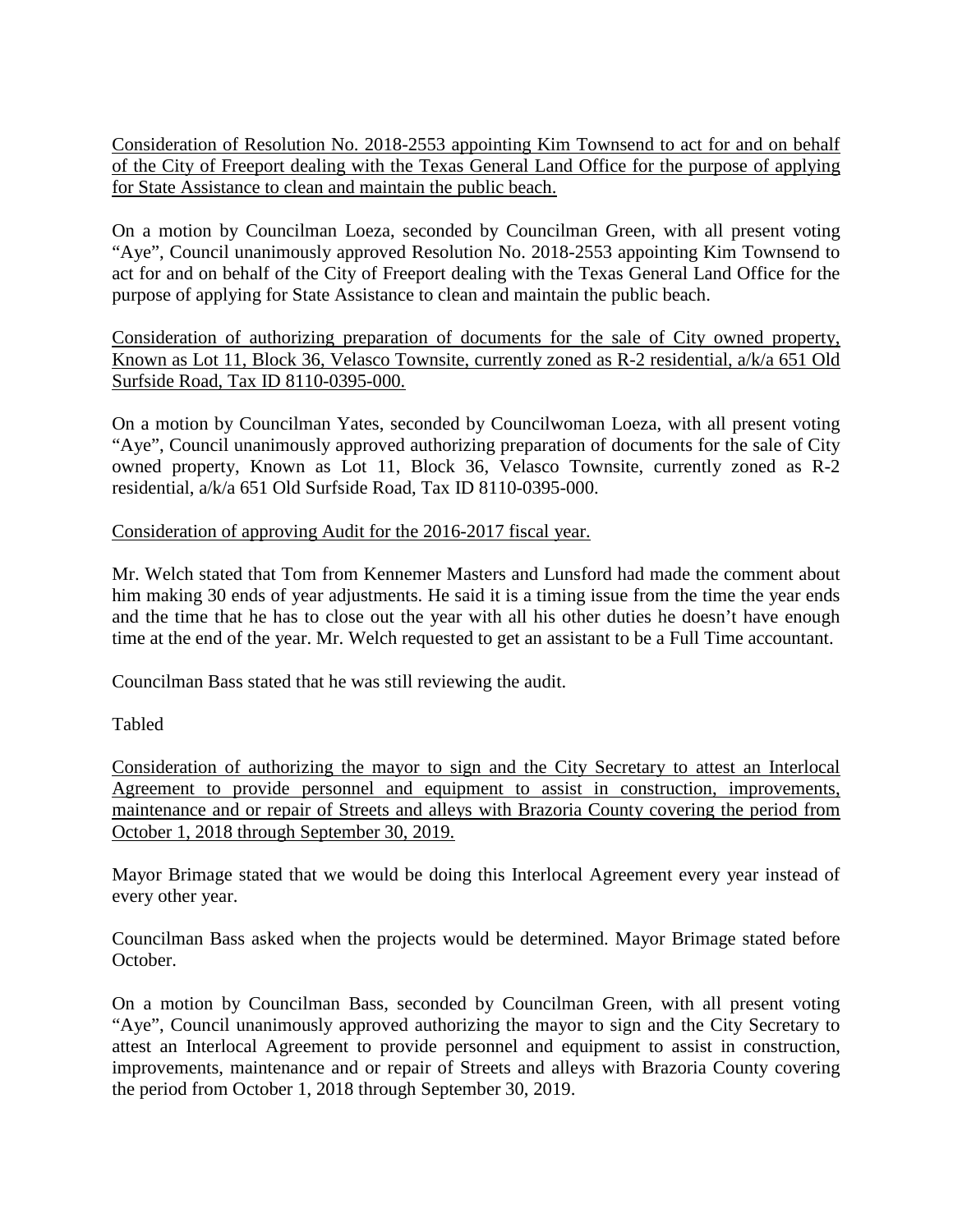<u>Consideration of Resolution No. 2018-2553 appointing Kim Townsend to act for and on behalf of the City of Freeport dealing with the Texas General Land Office for the purpose of applying for State Assistance to clean and maintain the public beach.</u>

On a motion by Councilman Loeza, seconded by Councilman Green, with all present voting "Aye", Council unanimously approved Resolution No. 2018-2553 appointing Kim Townsend to act for and on behalf of the City of Freeport dealing with the Texas General Land Office for the purpose of applying for State Assistance to clean and maintain the public beach.

<u>Consideration of authorizing preparation of documents for the sale of City owned property, Known as Lot 11, Block 36, Velasco Townsite, currently zoned as R-2 residential, a/k/a 651 Old Surfside Road, Tax ID 8110-0395-000.</u>

On a motion by Councilman Yates, seconded by Councilwoman Loeza, with all present voting "Aye", Council unanimously approved authorizing preparation of documents for the sale of City owned property, Known as Lot 11, Block 36, Velasco Townsite, currently zoned as R-2 residential, a/k/a 651 Old Surfside Road, Tax ID 8110-0395-000.

<u>Consideration of approving Audit for the 2016-2017 fiscal year.</u>

Mr. Welch stated that Tom from Kennemer Masters and Lunsford had made the comment about him making 30 ends of year adjustments. He said it is a timing issue from the time the year ends and the time that he has to close out the year with all his other duties he doesn't have enough time at the end of the year. Mr. Welch requested to get an assistant to be a Full Time accountant.

Councilman Bass stated that he was still reviewing the audit.

Tabled

<u>Consideration of authorizing the mayor to sign and the City Secretary to attest an Interlocal Agreement to provide personnel and equipment to assist in construction, improvements, maintenance and or repair of Streets and alleys with Brazoria County covering the period from October 1, 2018 through September 30, 2019.</u>

Mayor Brimage stated that we would be doing this Interlocal Agreement every year instead of every other year.

Councilman Bass asked when the projects would be determined. Mayor Brimage stated before October.

On a motion by Councilman Bass, seconded by Councilman Green, with all present voting "Aye", Council unanimously approved authorizing the mayor to sign and the City Secretary to attest an Interlocal Agreement to provide personnel and equipment to assist in construction, improvements, maintenance and or repair of Streets and alleys with Brazoria County covering the period from October 1, 2018 through September 30, 2019.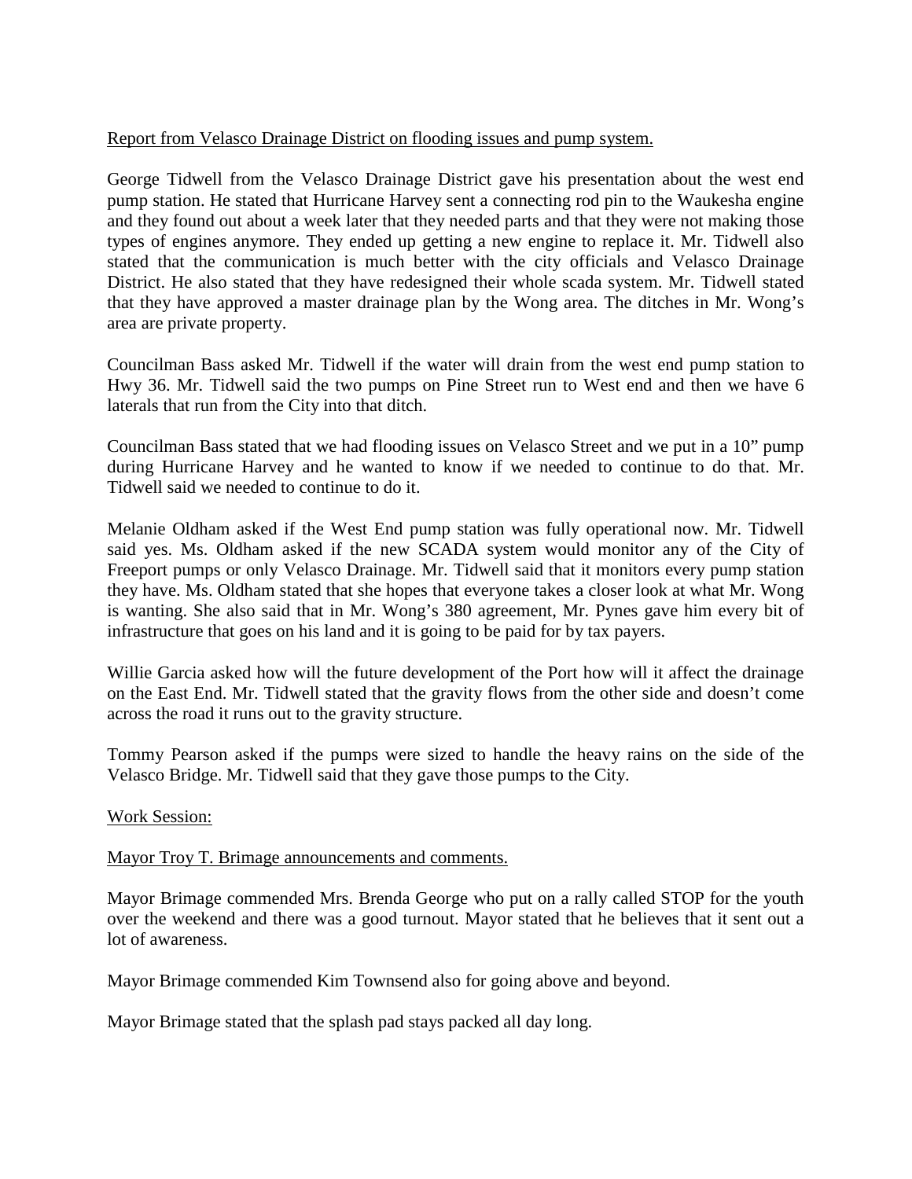Report from Velasco Drainage District on flooding issues and pump system.

George Tidwell from the Velasco Drainage District gave his presentation about the west end pump station. He stated that Hurricane Harvey sent a connecting rod pin to the Waukesha engine and they found out about a week later that they needed parts and that they were not making those types of engines anymore. They ended up getting a new engine to replace it. Mr. Tidwell also stated that the communication is much better with the city officials and Velasco Drainage District. He also stated that they have redesigned their whole scada system. Mr. Tidwell stated that they have approved a master drainage plan by the Wong area. The ditches in Mr. Wong's area are private property.

Councilman Bass asked Mr. Tidwell if the water will drain from the west end pump station to Hwy 36. Mr. Tidwell said the two pumps on Pine Street run to West end and then we have 6 laterals that run from the City into that ditch.

Councilman Bass stated that we had flooding issues on Velasco Street and we put in a 10" pump during Hurricane Harvey and he wanted to know if we needed to continue to do that. Mr. Tidwell said we needed to continue to do it.

Melanie Oldham asked if the West End pump station was fully operational now. Mr. Tidwell said yes. Ms. Oldham asked if the new SCADA system would monitor any of the City of Freeport pumps or only Velasco Drainage. Mr. Tidwell said that it monitors every pump station they have. Ms. Oldham stated that she hopes that everyone takes a closer look at what Mr. Wong is wanting. She also said that in Mr. Wong's 380 agreement, Mr. Pynes gave him every bit of infrastructure that goes on his land and it is going to be paid for by tax payers.

Willie Garcia asked how will the future development of the Port how will it affect the drainage on the East End. Mr. Tidwell stated that the gravity flows from the other side and doesn't come across the road it runs out to the gravity structure.

Tommy Pearson asked if the pumps were sized to handle the heavy rains on the side of the Velasco Bridge. Mr. Tidwell said that they gave those pumps to the City.

Work Session:

Mayor Troy T. Brimage announcements and comments.

Mayor Brimage commended Mrs. Brenda George who put on a rally called STOP for the youth over the weekend and there was a good turnout. Mayor stated that he believes that it sent out a lot of awareness.

Mayor Brimage commended Kim Townsend also for going above and beyond.

Mayor Brimage stated that the splash pad stays packed all day long.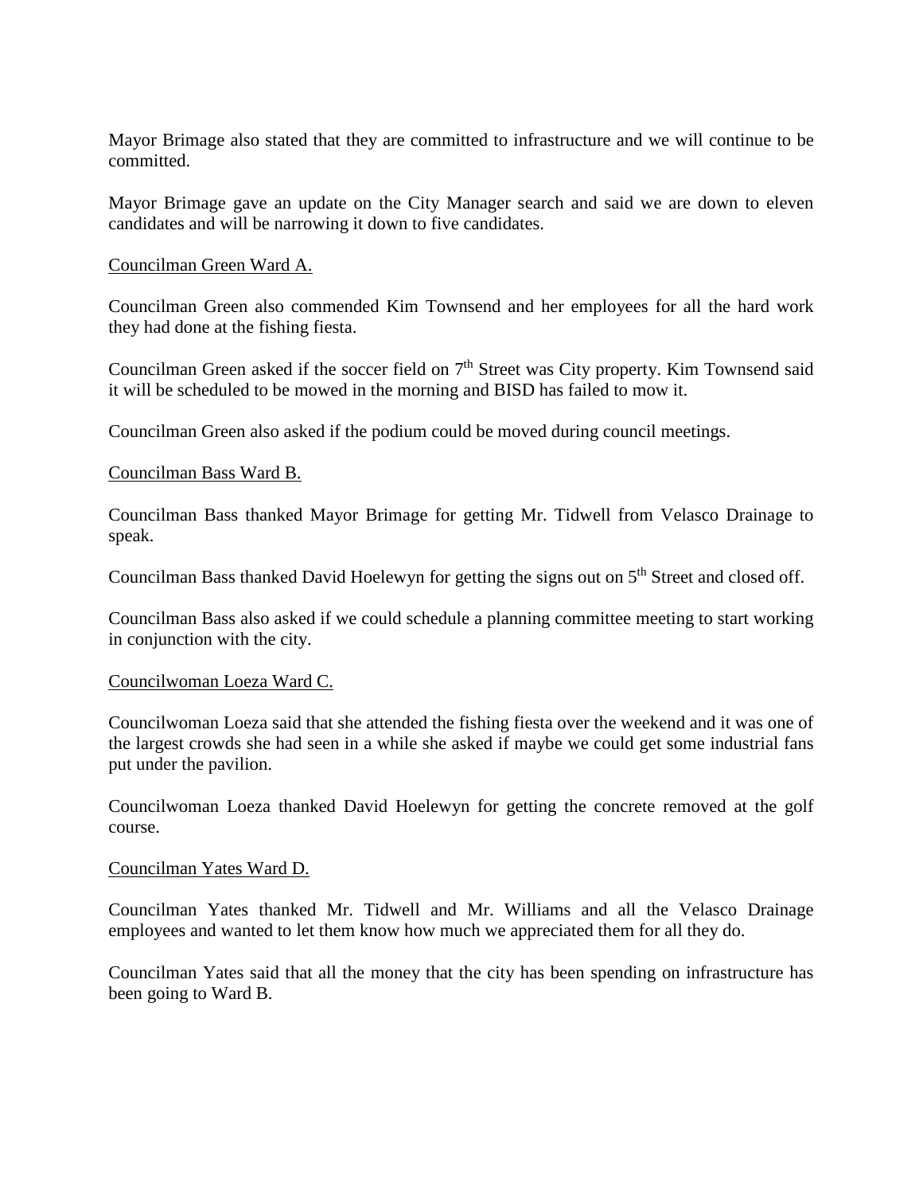Mayor Brimage also stated that they are committed to infrastructure and we will continue to be committed.

Mayor Brimage gave an update on the City Manager search and said we are down to eleven candidates and will be narrowing it down to five candidates.

<u>Councilman Green Ward A.</u>

Councilman Green also commended Kim Townsend and her employees for all the hard work they had done at the fishing fiesta.

Councilman Green asked if the soccer field on 7th Street was City property. Kim Townsend said it will be scheduled to be mowed in the morning and BISD has failed to mow it.

Councilman Green also asked if the podium could be moved during council meetings.

<u>Councilman Bass Ward B.</u>

Councilman Bass thanked Mayor Brimage for getting Mr. Tidwell from Velasco Drainage to speak.

Councilman Bass thanked David Hoelewyn for getting the signs out on 5th Street and closed off.

Councilman Bass also asked if we could schedule a planning committee meeting to start working in conjunction with the city.

<u>Councilwoman Loeza Ward C.</u>

Councilwoman Loeza said that she attended the fishing fiesta over the weekend and it was one of the largest crowds she had seen in a while she asked if maybe we could get some industrial fans put under the pavilion.

Councilwoman Loeza thanked David Hoelewyn for getting the concrete removed at the golf course.

<u>Councilman Yates Ward D.</u>

Councilman Yates thanked Mr. Tidwell and Mr. Williams and all the Velasco Drainage employees and wanted to let them know how much we appreciated them for all they do.

Councilman Yates said that all the money that the city has been spending on infrastructure has been going to Ward B.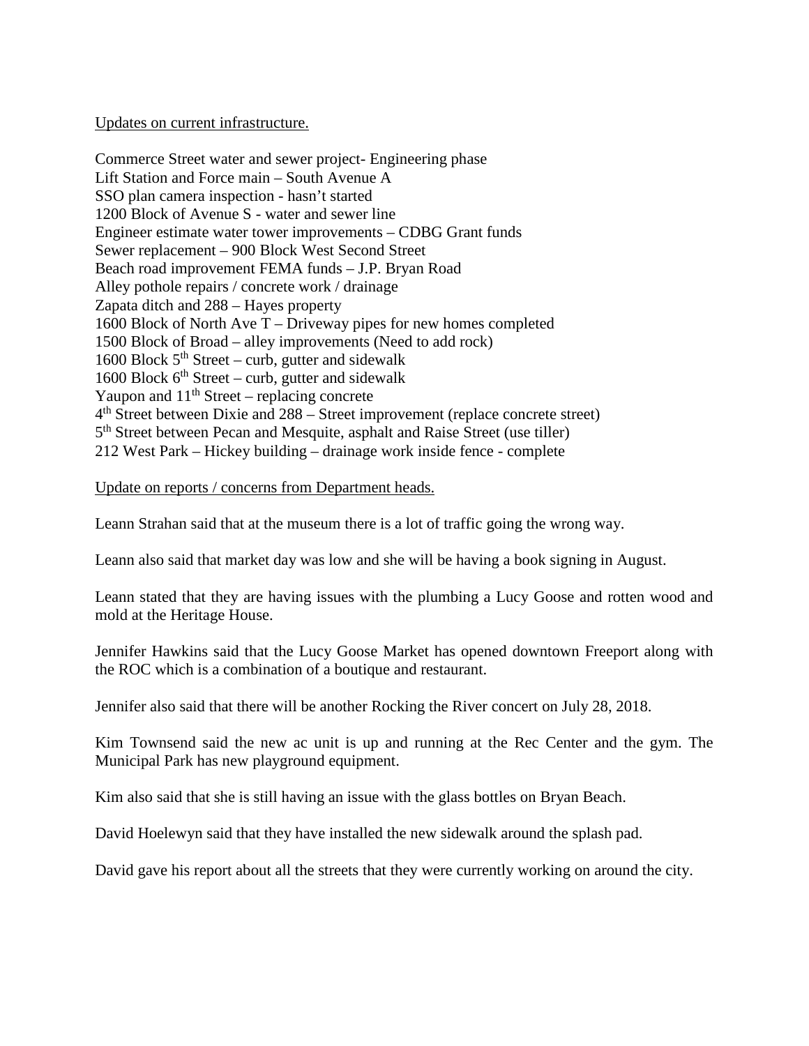Updates on current infrastructure.

Commerce Street water and sewer project- Engineering phase
Lift Station and Force main – South Avenue A
SSO plan camera inspection - hasn't started
1200 Block of Avenue S - water and sewer line
Engineer estimate water tower improvements – CDBG Grant funds
Sewer replacement – 900 Block West Second Street
Beach road improvement FEMA funds – J.P. Bryan Road
Alley pothole repairs / concrete work / drainage
Zapata ditch and 288 – Hayes property
1600 Block of North Ave T – Driveway pipes for new homes completed
1500 Block of Broad – alley improvements (Need to add rock)
1600 Block 5th Street – curb, gutter and sidewalk
1600 Block 6th Street – curb, gutter and sidewalk
Yaupon and 11th Street – replacing concrete
4th Street between Dixie and 288 – Street improvement (replace concrete street)
5th Street between Pecan and Mesquite, asphalt and Raise Street (use tiller)
212 West Park – Hickey building – drainage work inside fence - complete

Update on reports / concerns from Department heads.

Leann Strahan said that at the museum there is a lot of traffic going the wrong way.

Leann also said that market day was low and she will be having a book signing in August.

Leann stated that they are having issues with the plumbing a Lucy Goose and rotten wood and mold at the Heritage House.

Jennifer Hawkins said that the Lucy Goose Market has opened downtown Freeport along with the ROC which is a combination of a boutique and restaurant.

Jennifer also said that there will be another Rocking the River concert on July 28, 2018.

Kim Townsend said the new ac unit is up and running at the Rec Center and the gym. The Municipal Park has new playground equipment.

Kim also said that she is still having an issue with the glass bottles on Bryan Beach.

David Hoelewyn said that they have installed the new sidewalk around the splash pad.

David gave his report about all the streets that they were currently working on around the city.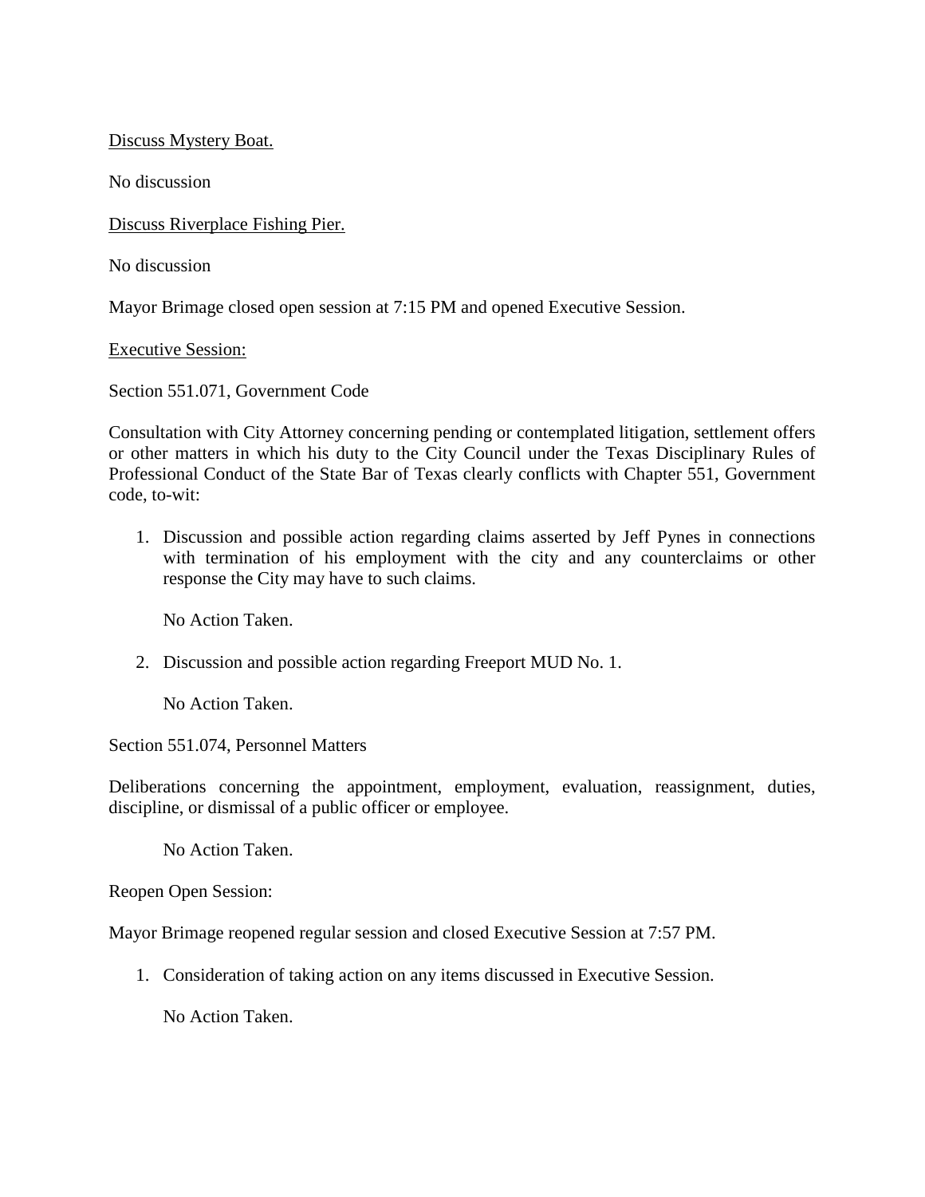Discuss Mystery Boat.

No discussion

Discuss Riverplace Fishing Pier.

No discussion

Mayor Brimage closed open session at 7:15 PM and opened Executive Session.

Executive Session:

Section 551.071, Government Code

Consultation with City Attorney concerning pending or contemplated litigation, settlement offers or other matters in which his duty to the City Council under the Texas Disciplinary Rules of Professional Conduct of the State Bar of Texas clearly conflicts with Chapter 551, Government code, to-wit:

1. Discussion and possible action regarding claims asserted by Jeff Pynes in connections with termination of his employment with the city and any counterclaims or other response the City may have to such claims.

   No Action Taken.

2. Discussion and possible action regarding Freeport MUD No. 1.

   No Action Taken.

Section 551.074, Personnel Matters

Deliberations concerning the appointment, employment, evaluation, reassignment, duties, discipline, or dismissal of a public officer or employee.

   No Action Taken.

Reopen Open Session:

Mayor Brimage reopened regular session and closed Executive Session at 7:57 PM.

1. Consideration of taking action on any items discussed in Executive Session.

   No Action Taken.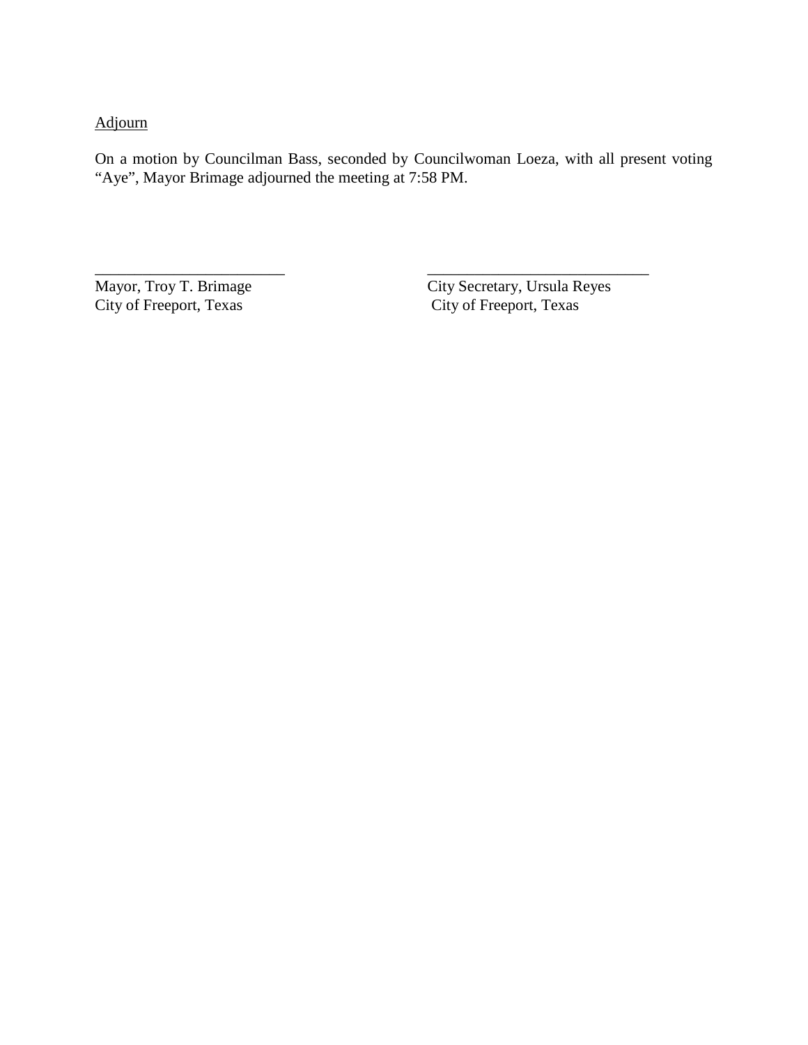Adjourn

On a motion by Councilman Bass, seconded by Councilwoman Loeza, with all present voting "Aye", Mayor Brimage adjourned the meeting at 7:58 PM.

| | |
|---|---|
| _______________________ | ___________________________ |
| Mayor, Troy T. Brimage | City Secretary, Ursula Reyes |
| City of Freeport, Texas | City of Freeport, Texas |